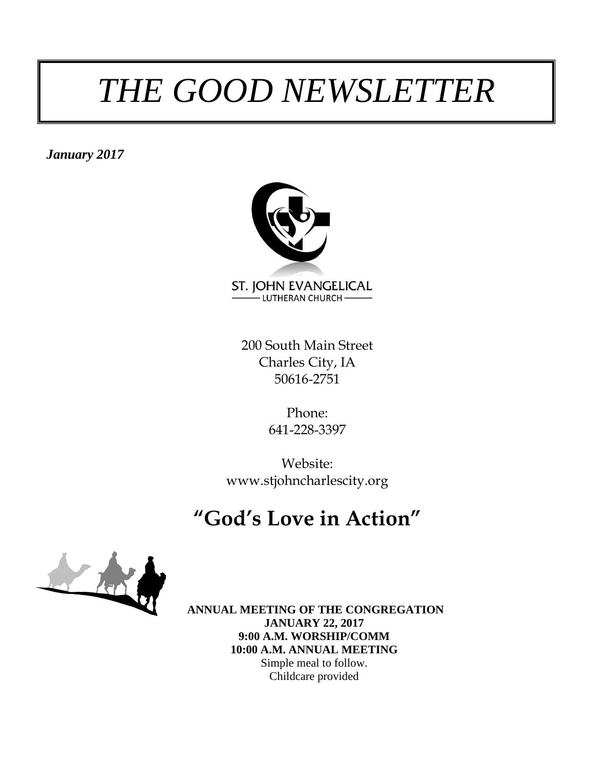# *THE GOOD NEWSLETTER*

***January 2017***

ST. JOHN EVANGELICAL
LUTHERAN CHURCH

200 South Main Street
Charles City, IA
50616-2751

Phone:
641-228-3397

Website:
www.stjohncharlescity.org

## "God's Love in Action"

**ANNUAL MEETING OF THE CONGREGATION**
**JANUARY 22, 2017**
**9:00 A.M. WORSHIP/COMM**
**10:00 A.M. ANNUAL MEETING**
Simple meal to follow.
Childcare provided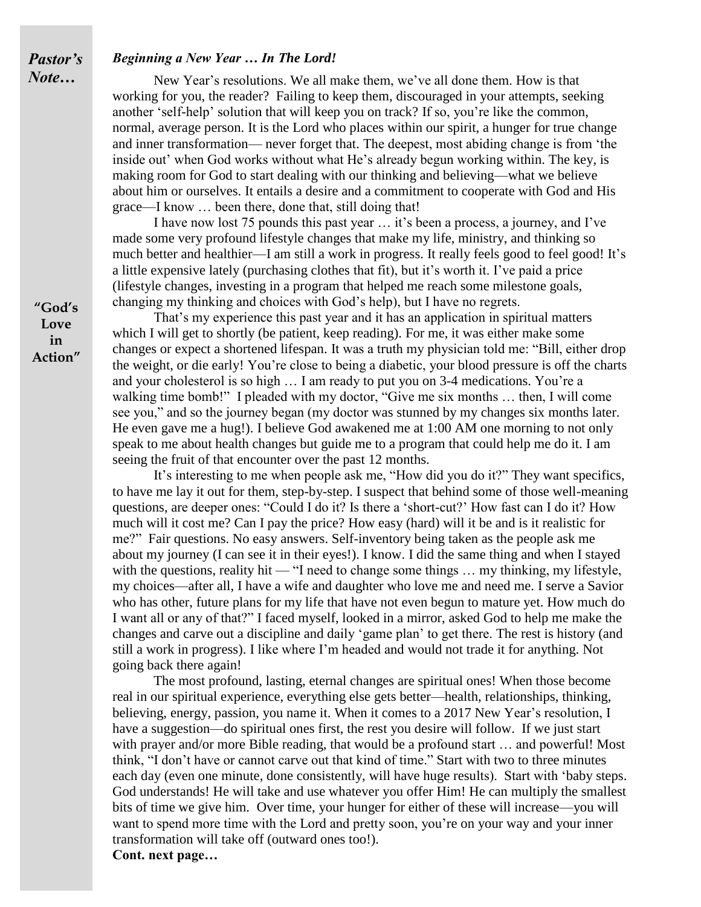*Pastor's Note…*

***Beginning a New Year … In The Lord!***

New Year's resolutions. We all make them, we've all done them. How is that working for you, the reader? Failing to keep them, discouraged in your attempts, seeking another 'self-help' solution that will keep you on track? If so, you're like the common, normal, average person. It is the Lord who places within our spirit, a hunger for true change and inner transformation— never forget that. The deepest, most abiding change is from 'the inside out' when God works without what He's already begun working within. The key, is making room for God to start dealing with our thinking and believing—what we believe about him or ourselves. It entails a desire and a commitment to cooperate with God and His grace—I know … been there, done that, still doing that!

I have now lost 75 pounds this past year … it's been a process, a journey, and I've made some very profound lifestyle changes that make my life, ministry, and thinking so much better and healthier—I am still a work in progress. It really feels good to feel good! It's a little expensive lately (purchasing clothes that fit), but it's worth it. I've paid a price (lifestyle changes, investing in a program that helped me reach some milestone goals, changing my thinking and choices with God's help), but I have no regrets.

**"God's Love in Action"**

That's my experience this past year and it has an application in spiritual matters which I will get to shortly (be patient, keep reading). For me, it was either make some changes or expect a shortened lifespan. It was a truth my physician told me: "Bill, either drop the weight, or die early! You're close to being a diabetic, your blood pressure is off the charts and your cholesterol is so high … I am ready to put you on 3-4 medications. You're a walking time bomb!" I pleaded with my doctor, "Give me six months … then, I will come see you," and so the journey began (my doctor was stunned by my changes six months later. He even gave me a hug!). I believe God awakened me at 1:00 AM one morning to not only speak to me about health changes but guide me to a program that could help me do it. I am seeing the fruit of that encounter over the past 12 months.

It's interesting to me when people ask me, "How did you do it?" They want specifics, to have me lay it out for them, step-by-step. I suspect that behind some of those well-meaning questions, are deeper ones: "Could I do it? Is there a 'short-cut?' How fast can I do it? How much will it cost me? Can I pay the price? How easy (hard) will it be and is it realistic for me?" Fair questions. No easy answers. Self-inventory being taken as the people ask me about my journey (I can see it in their eyes!). I know. I did the same thing and when I stayed with the questions, reality hit — "I need to change some things … my thinking, my lifestyle, my choices—after all, I have a wife and daughter who love me and need me. I serve a Savior who has other, future plans for my life that have not even begun to mature yet. How much do I want all or any of that?" I faced myself, looked in a mirror, asked God to help me make the changes and carve out a discipline and daily 'game plan' to get there. The rest is history (and still a work in progress). I like where I'm headed and would not trade it for anything. Not going back there again!

The most profound, lasting, eternal changes are spiritual ones! When those become real in our spiritual experience, everything else gets better—health, relationships, thinking, believing, energy, passion, you name it. When it comes to a 2017 New Year's resolution, I have a suggestion—do spiritual ones first, the rest you desire will follow. If we just start with prayer and/or more Bible reading, that would be a profound start … and powerful! Most think, "I don't have or cannot carve out that kind of time." Start with two to three minutes each day (even one minute, done consistently, will have huge results). Start with 'baby steps. God understands! He will take and use whatever you offer Him! He can multiply the smallest bits of time we give him. Over time, your hunger for either of these will increase—you will want to spend more time with the Lord and pretty soon, you're on your way and your inner transformation will take off (outward ones too!).

**Cont. next page…**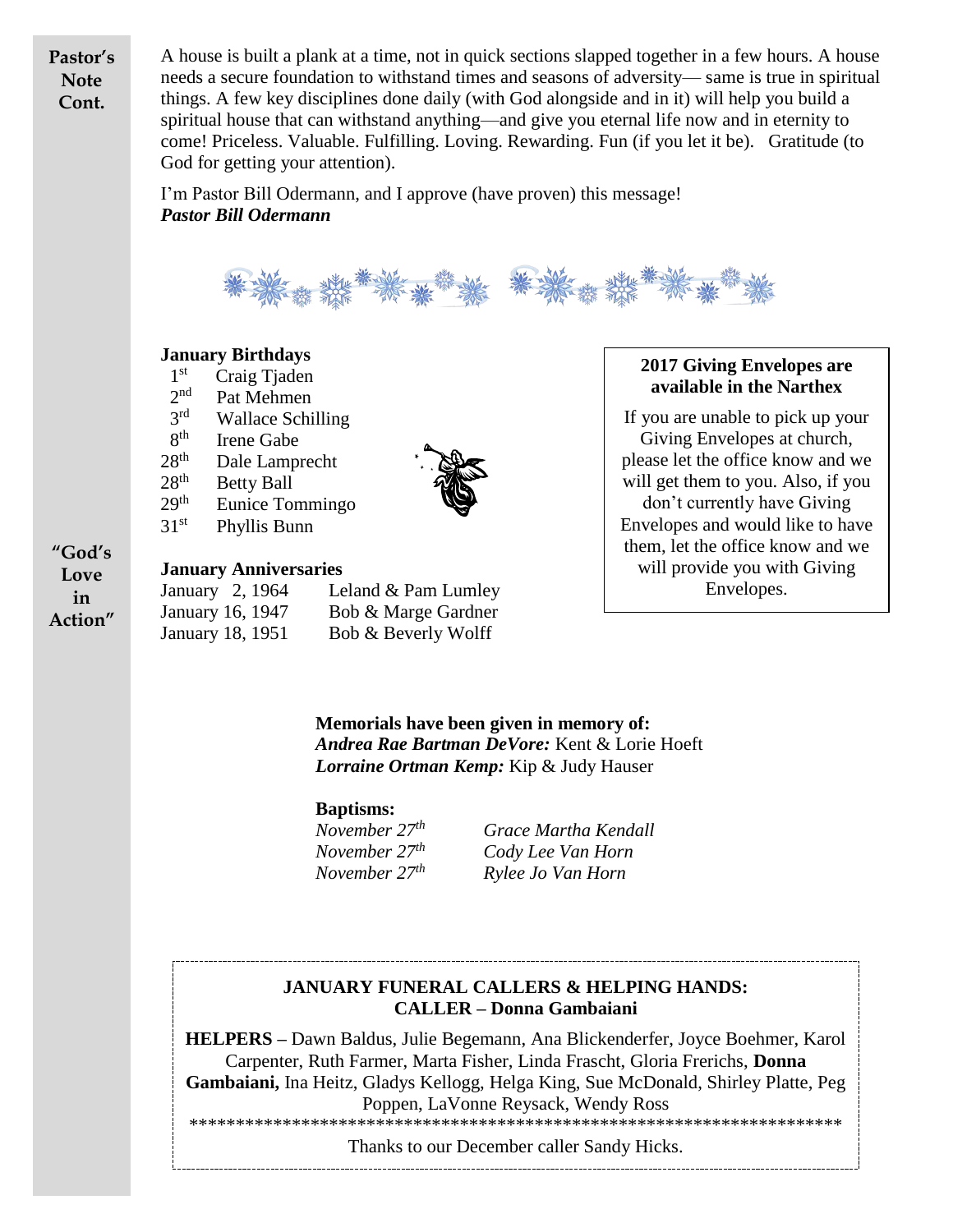**Pastor's Note Cont.**

A house is built a plank at a time, not in quick sections slapped together in a few hours. A house needs a secure foundation to withstand times and seasons of adversity— same is true in spiritual things. A few key disciplines done daily (with God alongside and in it) will help you build a spiritual house that can withstand anything—and give you eternal life now and in eternity to come! Priceless. Valuable. Fulfilling. Loving. Rewarding. Fun (if you let it be). Gratitude (to God for getting your attention).

I'm Pastor Bill Odermann, and I approve (have proven) this message!
***Pastor Bill Odermann***

**January Birthdays**

1st Craig Tjaden
2nd Pat Mehmen
3rd Wallace Schilling
8th Irene Gabe
28th Dale Lamprecht
28th Betty Ball
29th Eunice Tommingo
31st Phyllis Bunn

**"God's Love in Action"**

**January Anniversaries**

January 2, 1964 Leland & Pam Lumley
January 16, 1947 Bob & Marge Gardner
January 18, 1951 Bob & Beverly Wolff

**2017 Giving Envelopes are available in the Narthex**

If you are unable to pick up your Giving Envelopes at church, please let the office know and we will get them to you. Also, if you don't currently have Giving Envelopes and would like to have them, let the office know and we will provide you with Giving Envelopes.

**Memorials have been given in memory of:**
***Andrea Rae Bartman DeVore:*** Kent & Lorie Hoeft
***Lorraine Ortman Kemp:*** Kip & Judy Hauser

**Baptisms:**
*November 27th* *Grace Martha Kendall*
*November 27th* *Cody Lee Van Horn*
*November 27th* *Rylee Jo Van Horn*

**JANUARY FUNERAL CALLERS & HELPING HANDS:**
**CALLER – Donna Gambaiani**

**HELPERS –** Dawn Baldus, Julie Begemann, Ana Blickenderfer, Joyce Boehmer, Karol Carpenter, Ruth Farmer, Marta Fisher, Linda Frascht, Gloria Frerichs, **Donna Gambaiani,** Ina Heitz, Gladys Kellogg, Helga King, Sue McDonald, Shirley Platte, Peg Poppen, LaVonne Reysack, Wendy Ross

************************************************************************

Thanks to our December caller Sandy Hicks.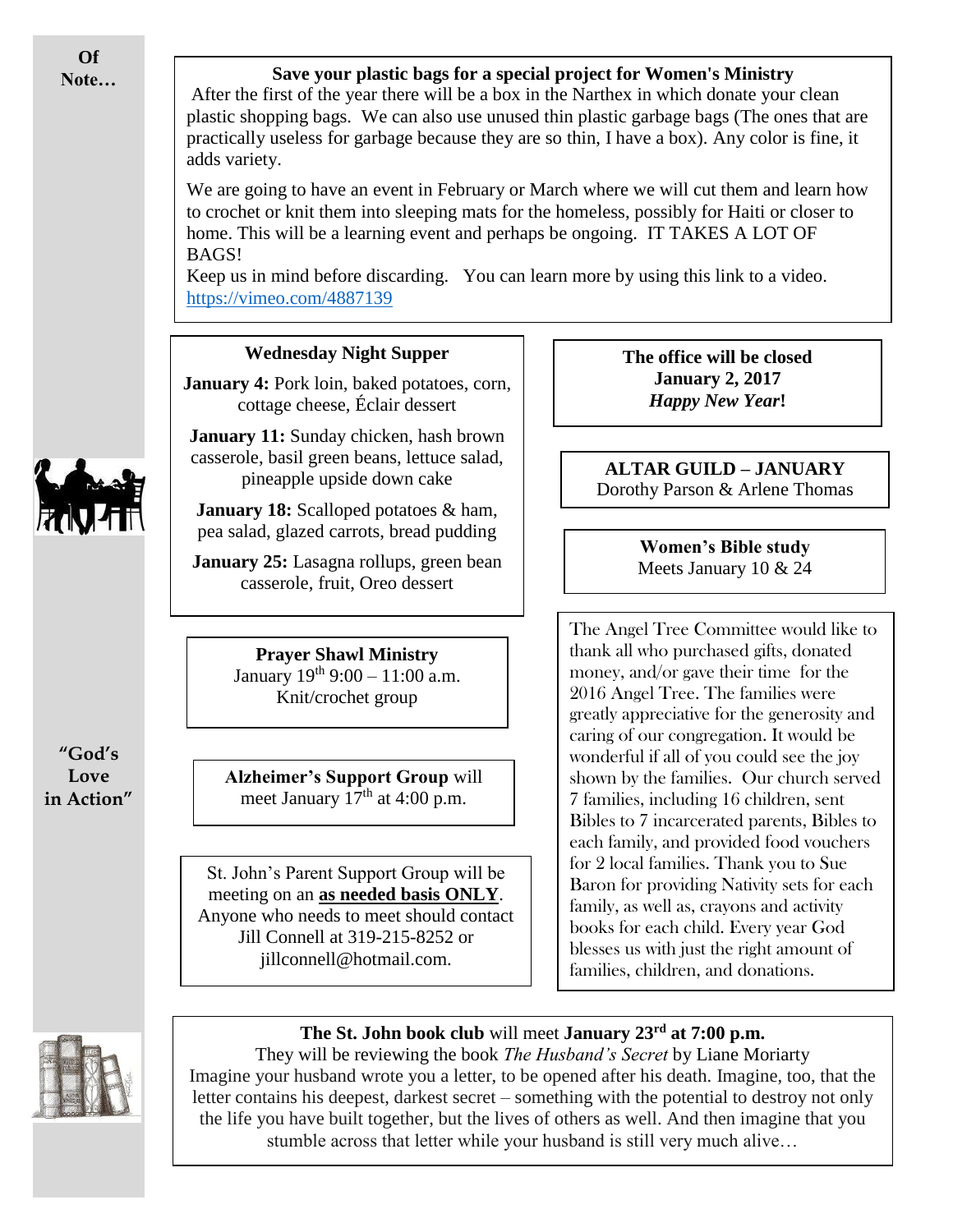**Of Note…**

**Save your plastic bags for a special project for Women's Ministry**

After the first of the year there will be a box in the Narthex in which donate your clean plastic shopping bags. We can also use unused thin plastic garbage bags (The ones that are practically useless for garbage because they are so thin, I have a box). Any color is fine, it adds variety.

We are going to have an event in February or March where we will cut them and learn how to crochet or knit them into sleeping mats for the homeless, possibly for Haiti or closer to home. This will be a learning event and perhaps be ongoing. IT TAKES A LOT OF BAGS!

Keep us in mind before discarding. You can learn more by using this link to a video. https://vimeo.com/4887139

**Wednesday Night Supper**

**January 4:** Pork loin, baked potatoes, corn, cottage cheese, Éclair dessert

**January 11:** Sunday chicken, hash brown casserole, basil green beans, lettuce salad, pineapple upside down cake

**January 18:** Scalloped potatoes & ham, pea salad, glazed carrots, bread pudding

**January 25:** Lasagna rollups, green bean casserole, fruit, Oreo dessert

**The office will be closed**
**January 2, 2017**
***Happy New Year*!**

**ALTAR GUILD – JANUARY**
Dorothy Parson & Arlene Thomas

**Women's Bible study**
Meets January 10 & 24

**Prayer Shawl Ministry**
January 19th 9:00 – 11:00 a.m.
Knit/crochet group

**Alzheimer's Support Group** will meet January 17th at 4:00 p.m.

St. John's Parent Support Group will be meeting on an **as needed basis ONLY**. Anyone who needs to meet should contact Jill Connell at 319-215-8252 or jillconnell@hotmail.com.

The Angel Tree Committee would like to thank all who purchased gifts, donated money, and/or gave their time for the 2016 Angel Tree. The families were greatly appreciative for the generosity and caring of our congregation. It would be wonderful if all of you could see the joy shown by the families. Our church served 7 families, including 16 children, sent Bibles to 7 incarcerated parents, Bibles to each family, and provided food vouchers for 2 local families. Thank you to Sue Baron for providing Nativity sets for each family, as well as, crayons and activity books for each child. Every year God blesses us with just the right amount of families, children, and donations.

**"God's Love in Action"**

**The St. John book club** will meet **January 23rd at 7:00 p.m.**

They will be reviewing the book *The Husband's Secret* by Liane Moriarty

Imagine your husband wrote you a letter, to be opened after his death. Imagine, too, that the letter contains his deepest, darkest secret – something with the potential to destroy not only the life you have built together, but the lives of others as well. And then imagine that you stumble across that letter while your husband is still very much alive…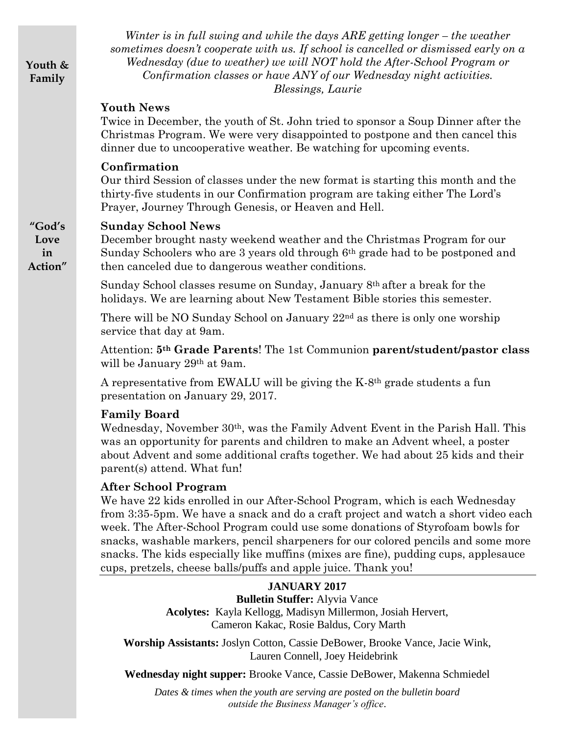**Youth & Family**

*Winter is in full swing and while the days ARE getting longer – the weather sometimes doesn't cooperate with us. If school is cancelled or dismissed early on a Wednesday (due to weather) we will NOT hold the After-School Program or Confirmation classes or have ANY of our Wednesday night activities.*
*Blessings, Laurie*

### Youth News

Twice in December, the youth of St. John tried to sponsor a Soup Dinner after the Christmas Program. We were very disappointed to postpone and then cancel this dinner due to uncooperative weather. Be watching for upcoming events.

### Confirmation

Our third Session of classes under the new format is starting this month and the thirty-five students in our Confirmation program are taking either The Lord's Prayer, Journey Through Genesis, or Heaven and Hell.

**"God's Love in Action"**

### Sunday School News

December brought nasty weekend weather and the Christmas Program for our Sunday Schoolers who are 3 years old through 6th grade had to be postponed and then canceled due to dangerous weather conditions.

Sunday School classes resume on Sunday, January 8th after a break for the holidays. We are learning about New Testament Bible stories this semester.

There will be NO Sunday School on January 22nd as there is only one worship service that day at 9am.

Attention: **5th Grade Parents**! The 1st Communion **parent/student/pastor class** will be January 29th at 9am.

A representative from EWALU will be giving the K-8th grade students a fun presentation on January 29, 2017.

### Family Board

Wednesday, November 30th, was the Family Advent Event in the Parish Hall. This was an opportunity for parents and children to make an Advent wheel, a poster about Advent and some additional crafts together. We had about 25 kids and their parent(s) attend. What fun!

### After School Program

We have 22 kids enrolled in our After-School Program, which is each Wednesday from 3:35-5pm. We have a snack and do a craft project and watch a short video each week. The After-School Program could use some donations of Styrofoam bowls for snacks, washable markers, pencil sharpeners for our colored pencils and some more snacks. The kids especially like muffins (mixes are fine), pudding cups, applesauce cups, pretzels, cheese balls/puffs and apple juice. Thank you!

---

**JANUARY 2017**

**Bulletin Stuffer:** Alyvia Vance

**Acolytes:** Kayla Kellogg, Madisyn Millermon, Josiah Hervert, Cameron Kakac, Rosie Baldus, Cory Marth

**Worship Assistants:** Joslyn Cotton, Cassie DeBower, Brooke Vance, Jacie Wink, Lauren Connell, Joey Heidebrink

**Wednesday night supper:** Brooke Vance, Cassie DeBower, Makenna Schmiedel

*Dates & times when the youth are serving are posted on the bulletin board outside the Business Manager's office.*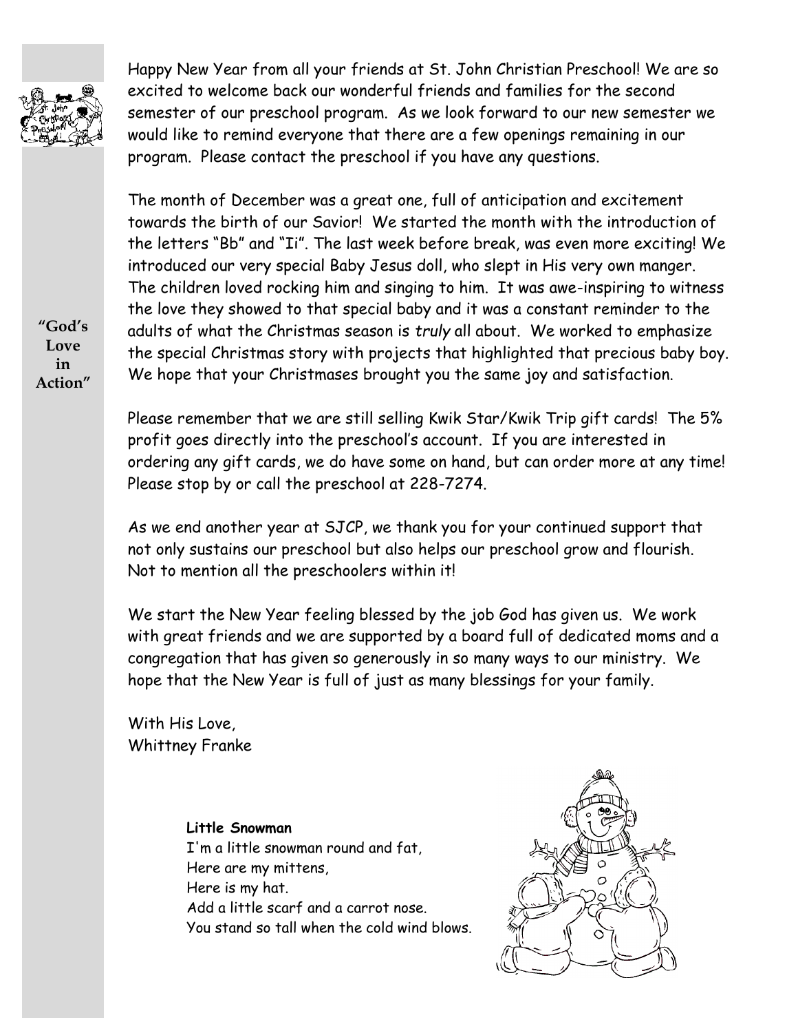"God's Love in Action"

Happy New Year from all your friends at St. John Christian Preschool! We are so excited to welcome back our wonderful friends and families for the second semester of our preschool program. As we look forward to our new semester we would like to remind everyone that there are a few openings remaining in our program. Please contact the preschool if you have any questions.

The month of December was a great one, full of anticipation and excitement towards the birth of our Savior! We started the month with the introduction of the letters "Bb" and "Ii". The last week before break, was even more exciting! We introduced our very special Baby Jesus doll, who slept in His very own manger. The children loved rocking him and singing to him. It was awe-inspiring to witness the love they showed to that special baby and it was a constant reminder to the adults of what the Christmas season is *truly* all about. We worked to emphasize the special Christmas story with projects that highlighted that precious baby boy. We hope that your Christmases brought you the same joy and satisfaction.

Please remember that we are still selling Kwik Star/Kwik Trip gift cards! The 5% profit goes directly into the preschool's account. If you are interested in ordering any gift cards, we do have some on hand, but can order more at any time! Please stop by or call the preschool at 228-7274.

As we end another year at SJCP, we thank you for your continued support that not only sustains our preschool but also helps our preschool grow and flourish. Not to mention all the preschoolers within it!

We start the New Year feeling blessed by the job God has given us. We work with great friends and we are supported by a board full of dedicated moms and a congregation that has given so generously in so many ways to our ministry. We hope that the New Year is full of just as many blessings for your family.

With His Love,
Whittney Franke

**Little Snowman**
I'm a little snowman round and fat,
Here are my mittens,
Here is my hat.
Add a little scarf and a carrot nose.
You stand so tall when the cold wind blows.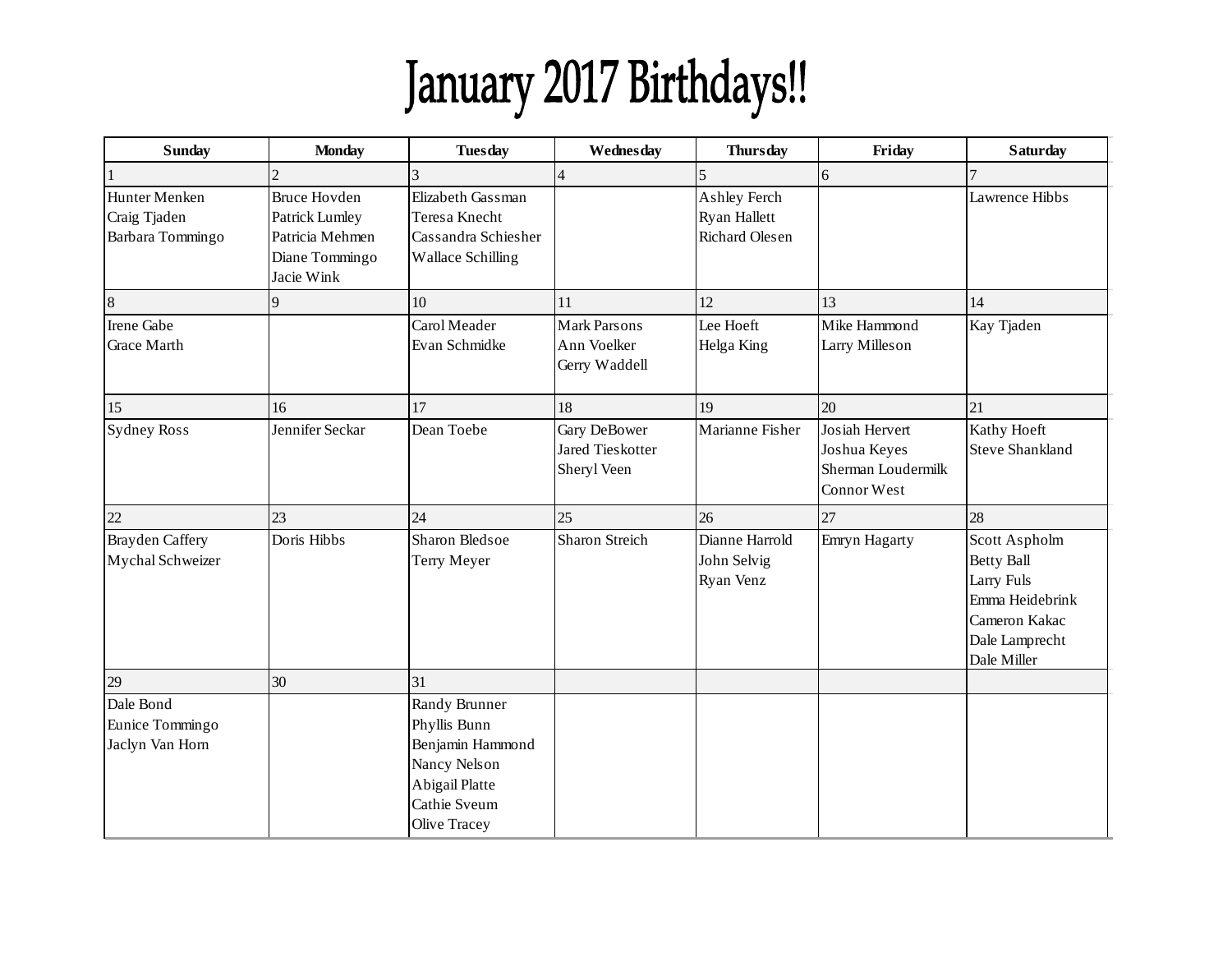# January 2017 Birthdays!!

| Sunday | Monday | Tuesday | Wednesday | Thursday | Friday | Saturday |
|---|---|---|---|---|---|---|
| 1 | 2 | 3 | 4 | 5 | 6 | 7 |
| Hunter Menken<br>Craig Tjaden<br>Barbara Tommingo | Bruce Hovden<br>Patrick Lumley<br>Patricia Mehmen<br>Diane Tommingo<br>Jacie Wink | Elizabeth Gassman<br>Teresa Knecht<br>Cassandra Schiesher<br>Wallace Schilling | | Ashley Ferch<br>Ryan Hallett<br>Richard Olesen | | Lawrence Hibbs |
| 8 | 9 | 10 | 11 | 12 | 13 | 14 |
| Irene Gabe<br>Grace Marth | | Carol Meader<br>Evan Schmidke | Mark Parsons<br>Ann Voelker<br>Gerry Waddell | Lee Hoeft<br>Helga King | Mike Hammond<br>Larry Milleson | Kay Tjaden |
| 15 | 16 | 17 | 18 | 19 | 20 | 21 |
| Sydney Ross | Jennifer Seckar | Dean Toebe | Gary DeBower<br>Jared Tieskotter<br>Sheryl Veen | Marianne Fisher | Josiah Hervert<br>Joshua Keyes<br>Sherman Loudermilk<br>Connor West | Kathy Hoeft<br>Steve Shankland |
| 22 | 23 | 24 | 25 | 26 | 27 | 28 |
| Brayden Caffery<br>Mychal Schweizer | Doris Hibbs | Sharon Bledsoe<br>Terry Meyer | Sharon Streich | Dianne Harrold<br>John Selvig<br>Ryan Venz | Emryn Hagarty | Scott Aspholm<br>Betty Ball<br>Larry Fuls<br>Emma Heidebrink<br>Cameron Kakac<br>Dale Lamprecht<br>Dale Miller |
| 29 | 30 | 31 | | | | |
| Dale Bond<br>Eunice Tommingo<br>Jaclyn Van Horn | | Randy Brunner<br>Phyllis Bunn<br>Benjamin Hammond<br>Nancy Nelson<br>Abigail Platte<br>Cathie Sveum<br>Olive Tracey | | | | |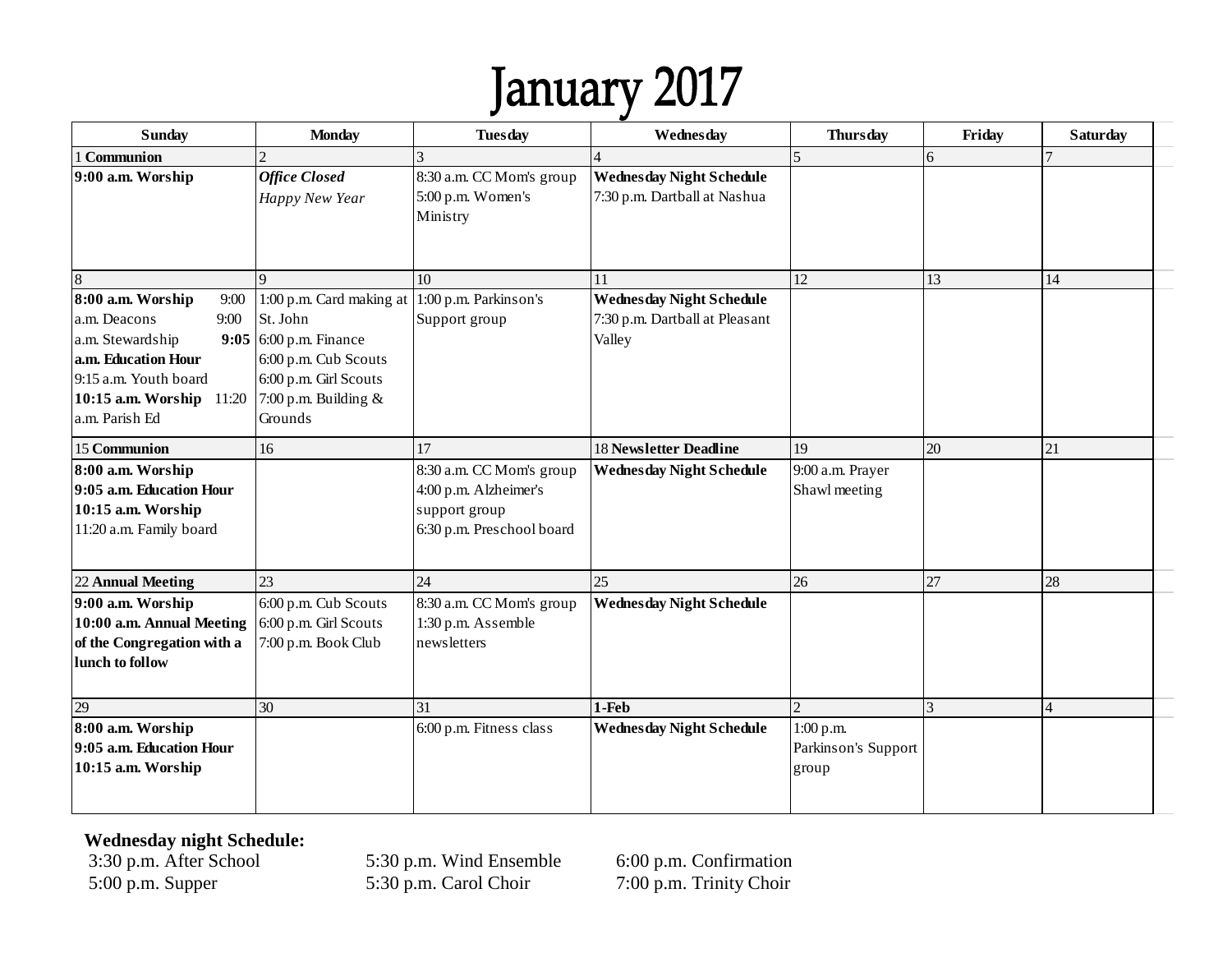# January 2017

| Sunday | Monday | Tuesday | Wednesday | Thursday | Friday | Saturday |
|---|---|---|---|---|---|---|
| 1 **Communion** | 2 | 3 | 4 | 5 | 6 | 7 |
| **9:00 a.m. Worship** | ***Office Closed*** *Happy New Year* | 8:30 a.m. CC Mom's group 5:00 p.m. Women's Ministry | **Wednesday Night Schedule** 7:30 p.m. Dartball at Nashua | | | |
| 8 | 9 | 10 | 11 | 12 | 13 | 14 |
| **8:00 a.m. Worship** 9:00 a.m. Deacons 9:00 a.m. Stewardship **9:05 a.m. Education Hour** 9:15 a.m. Youth board **10:15 a.m. Worship** 11:20 a.m. Parish Ed | 1:00 p.m. Card making at St. John 6:00 p.m. Finance 6:00 p.m. Cub Scouts 6:00 p.m. Girl Scouts 7:00 p.m. Building & Grounds | 1:00 p.m. Parkinson's Support group | **Wednesday Night Schedule** 7:30 p.m. Dartball at Pleasant Valley | | | |
| 15 **Communion** | 16 | 17 | 18 **Newsletter Deadline** | 19 | 20 | 21 |
| **8:00 a.m. Worship** **9:05 a.m. Education Hour** **10:15 a.m. Worship** 11:20 a.m. Family board | | 8:30 a.m. CC Mom's group 4:00 p.m. Alzheimer's support group 6:30 p.m. Preschool board | **Wednesday Night Schedule** | 9:00 a.m. Prayer Shawl meeting | | |
| 22 **Annual Meeting** | 23 | 24 | 25 | 26 | 27 | 28 |
| **9:00 a.m. Worship** **10:00 a.m. Annual Meeting of the Congregation with a lunch to follow** | 6:00 p.m. Cub Scouts 6:00 p.m. Girl Scouts 7:00 p.m. Book Club | 8:30 a.m. CC Mom's group 1:30 p.m. Assemble newsletters | **Wednesday Night Schedule** | | | |
| 29 | 30 | 31 | **1-Feb** | 2 | 3 | 4 |
| **8:00 a.m. Worship** **9:05 a.m. Education Hour** **10:15 a.m. Worship** | | 6:00 p.m. Fitness class | **Wednesday Night Schedule** | 1:00 p.m. Parkinson's Support group | | |

**Wednesday night Schedule:**

3:30 p.m. After School
5:00 p.m. Supper
5:30 p.m. Wind Ensemble
5:30 p.m. Carol Choir
6:00 p.m. Confirmation
7:00 p.m. Trinity Choir